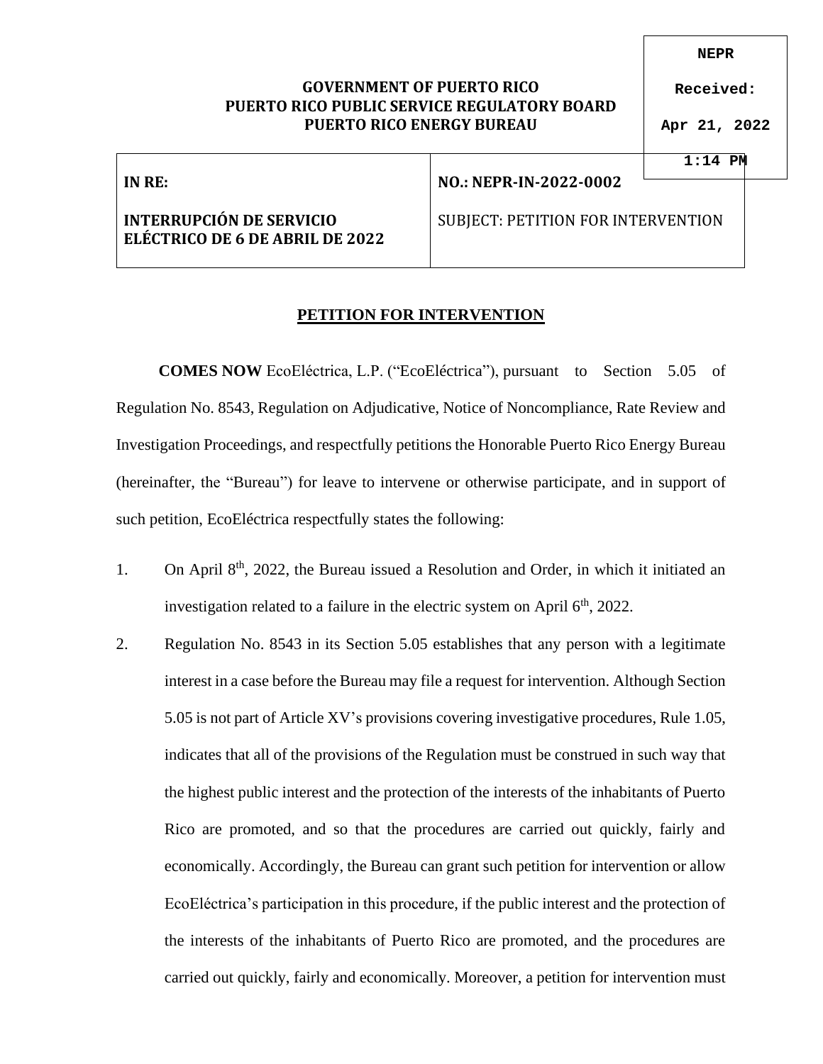**NEPR**

**Received:**

**Apr 21, 2022**

**1:14 PM**

**GOVERNMENT OF PUERTO RICO**
**PUERTO RICO PUBLIC SERVICE REGULATORY BOARD**
**PUERTO RICO ENERGY BUREAU**

| **IN RE:** <br><br> **INTERRUPCIÓN DE SERVICIO ELÉCTRICO DE 6 DE ABRIL DE 2022** | **NO.: NEPR-IN-2022-0002** <br><br> SUBJECT: PETITION FOR INTERVENTION |
|---|---|

## PETITION FOR INTERVENTION

**COMES NOW** EcoEléctrica, L.P. ("EcoEléctrica"), pursuant to Section 5.05 of Regulation No. 8543, Regulation on Adjudicative, Notice of Noncompliance, Rate Review and Investigation Proceedings, and respectfully petitions the Honorable Puerto Rico Energy Bureau (hereinafter, the "Bureau") for leave to intervene or otherwise participate, and in support of such petition, EcoEléctrica respectfully states the following:

1. On April 8th, 2022, the Bureau issued a Resolution and Order, in which it initiated an investigation related to a failure in the electric system on April 6th, 2022.
2. Regulation No. 8543 in its Section 5.05 establishes that any person with a legitimate interest in a case before the Bureau may file a request for intervention. Although Section 5.05 is not part of Article XV's provisions covering investigative procedures, Rule 1.05, indicates that all of the provisions of the Regulation must be construed in such way that the highest public interest and the protection of the interests of the inhabitants of Puerto Rico are promoted, and so that the procedures are carried out quickly, fairly and economically. Accordingly, the Bureau can grant such petition for intervention or allow EcoEléctrica's participation in this procedure, if the public interest and the protection of the interests of the inhabitants of Puerto Rico are promoted, and the procedures are carried out quickly, fairly and economically. Moreover, a petition for intervention must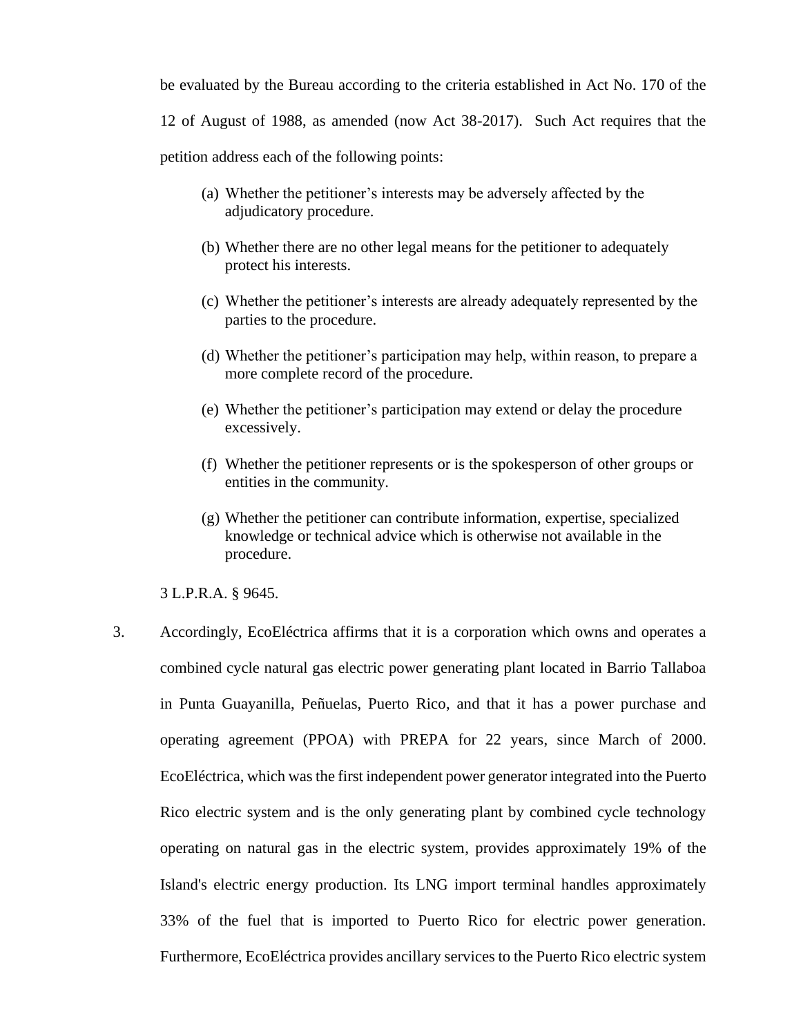be evaluated by the Bureau according to the criteria established in Act No. 170 of the 12 of August of 1988, as amended (now Act 38-2017). Such Act requires that the petition address each of the following points:

(a) Whether the petitioner's interests may be adversely affected by the adjudicatory procedure.

(b) Whether there are no other legal means for the petitioner to adequately protect his interests.

(c) Whether the petitioner's interests are already adequately represented by the parties to the procedure.

(d) Whether the petitioner's participation may help, within reason, to prepare a more complete record of the procedure.

(e) Whether the petitioner's participation may extend or delay the procedure excessively.

(f) Whether the petitioner represents or is the spokesperson of other groups or entities in the community.

(g) Whether the petitioner can contribute information, expertise, specialized knowledge or technical advice which is otherwise not available in the procedure.

3 L.P.R.A. § 9645.

3. Accordingly, EcoEléctrica affirms that it is a corporation which owns and operates a combined cycle natural gas electric power generating plant located in Barrio Tallaboa in Punta Guayanilla, Peñuelas, Puerto Rico, and that it has a power purchase and operating agreement (PPOA) with PREPA for 22 years, since March of 2000. EcoEléctrica, which was the first independent power generator integrated into the Puerto Rico electric system and is the only generating plant by combined cycle technology operating on natural gas in the electric system, provides approximately 19% of the Island's electric energy production. Its LNG import terminal handles approximately 33% of the fuel that is imported to Puerto Rico for electric power generation. Furthermore, EcoEléctrica provides ancillary services to the Puerto Rico electric system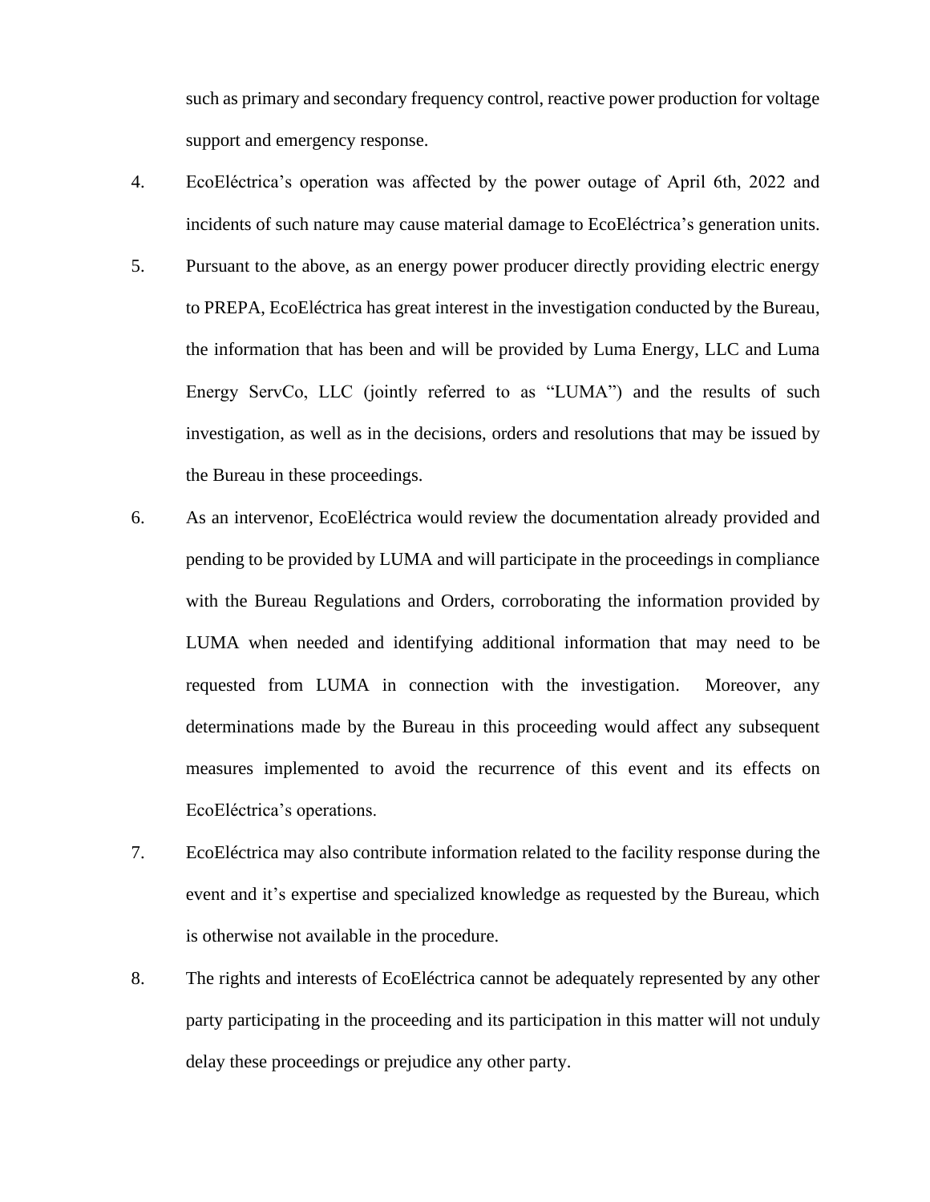such as primary and secondary frequency control, reactive power production for voltage support and emergency response.

4. EcoEléctrica's operation was affected by the power outage of April 6th, 2022 and incidents of such nature may cause material damage to EcoEléctrica's generation units.

5. Pursuant to the above, as an energy power producer directly providing electric energy to PREPA, EcoEléctrica has great interest in the investigation conducted by the Bureau, the information that has been and will be provided by Luma Energy, LLC and Luma Energy ServCo, LLC (jointly referred to as "LUMA") and the results of such investigation, as well as in the decisions, orders and resolutions that may be issued by the Bureau in these proceedings.

6. As an intervenor, EcoEléctrica would review the documentation already provided and pending to be provided by LUMA and will participate in the proceedings in compliance with the Bureau Regulations and Orders, corroborating the information provided by LUMA when needed and identifying additional information that may need to be requested from LUMA in connection with the investigation. Moreover, any determinations made by the Bureau in this proceeding would affect any subsequent measures implemented to avoid the recurrence of this event and its effects on EcoEléctrica's operations.

7. EcoEléctrica may also contribute information related to the facility response during the event and it's expertise and specialized knowledge as requested by the Bureau, which is otherwise not available in the procedure.

8. The rights and interests of EcoEléctrica cannot be adequately represented by any other party participating in the proceeding and its participation in this matter will not unduly delay these proceedings or prejudice any other party.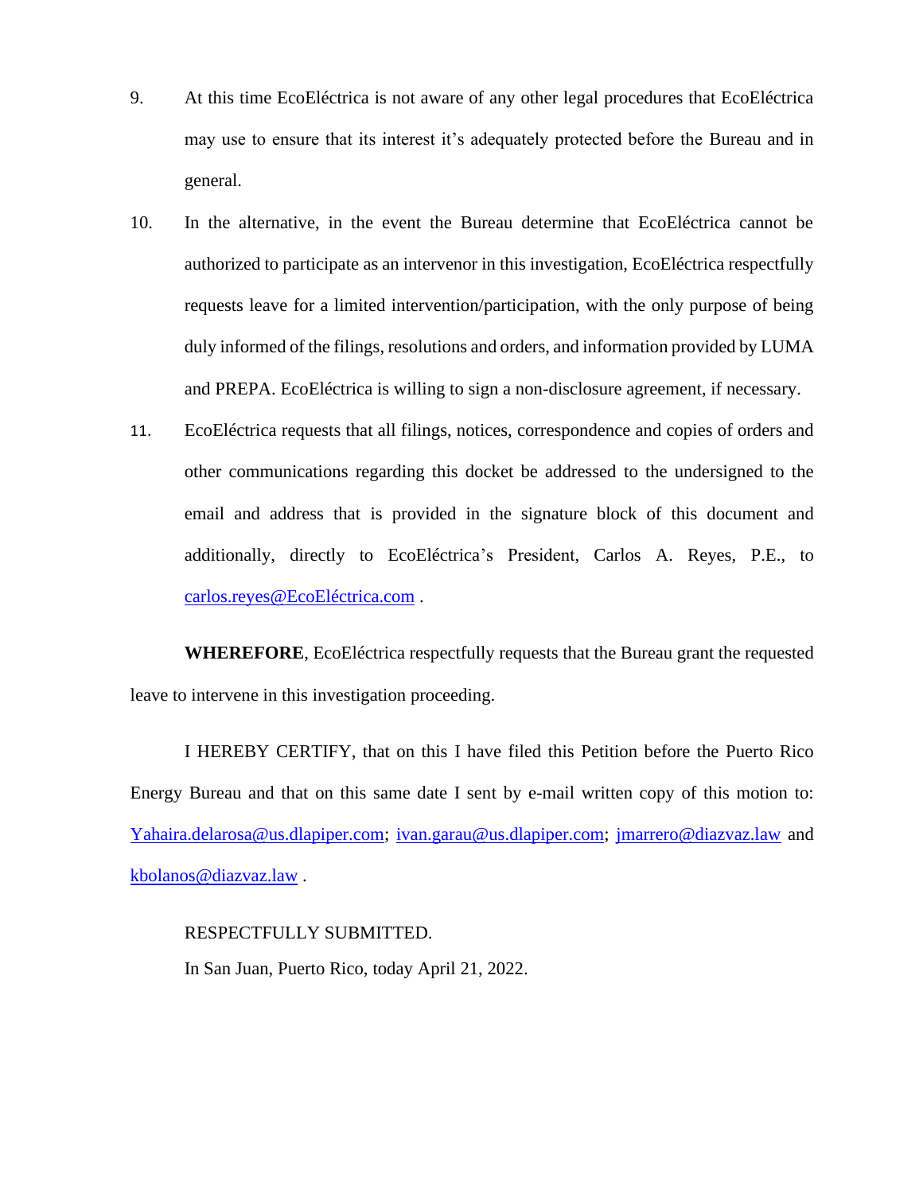9. At this time EcoEléctrica is not aware of any other legal procedures that EcoEléctrica may use to ensure that its interest it's adequately protected before the Bureau and in general.

10. In the alternative, in the event the Bureau determine that EcoEléctrica cannot be authorized to participate as an intervenor in this investigation, EcoEléctrica respectfully requests leave for a limited intervention/participation, with the only purpose of being duly informed of the filings, resolutions and orders, and information provided by LUMA and PREPA. EcoEléctrica is willing to sign a non-disclosure agreement, if necessary.

11. EcoEléctrica requests that all filings, notices, correspondence and copies of orders and other communications regarding this docket be addressed to the undersigned to the email and address that is provided in the signature block of this document and additionally, directly to EcoEléctrica's President, Carlos A. Reyes, P.E., to carlos.reyes@EcoEléctrica.com .

**WHEREFORE**, EcoEléctrica respectfully requests that the Bureau grant the requested leave to intervene in this investigation proceeding.

I HEREBY CERTIFY, that on this I have filed this Petition before the Puerto Rico Energy Bureau and that on this same date I sent by e-mail written copy of this motion to: Yahaira.delarosa@us.dlapiper.com; ivan.garau@us.dlapiper.com; jmarrero@diazvaz.law and kbolanos@diazvaz.law .

RESPECTFULLY SUBMITTED.

In San Juan, Puerto Rico, today April 21, 2022.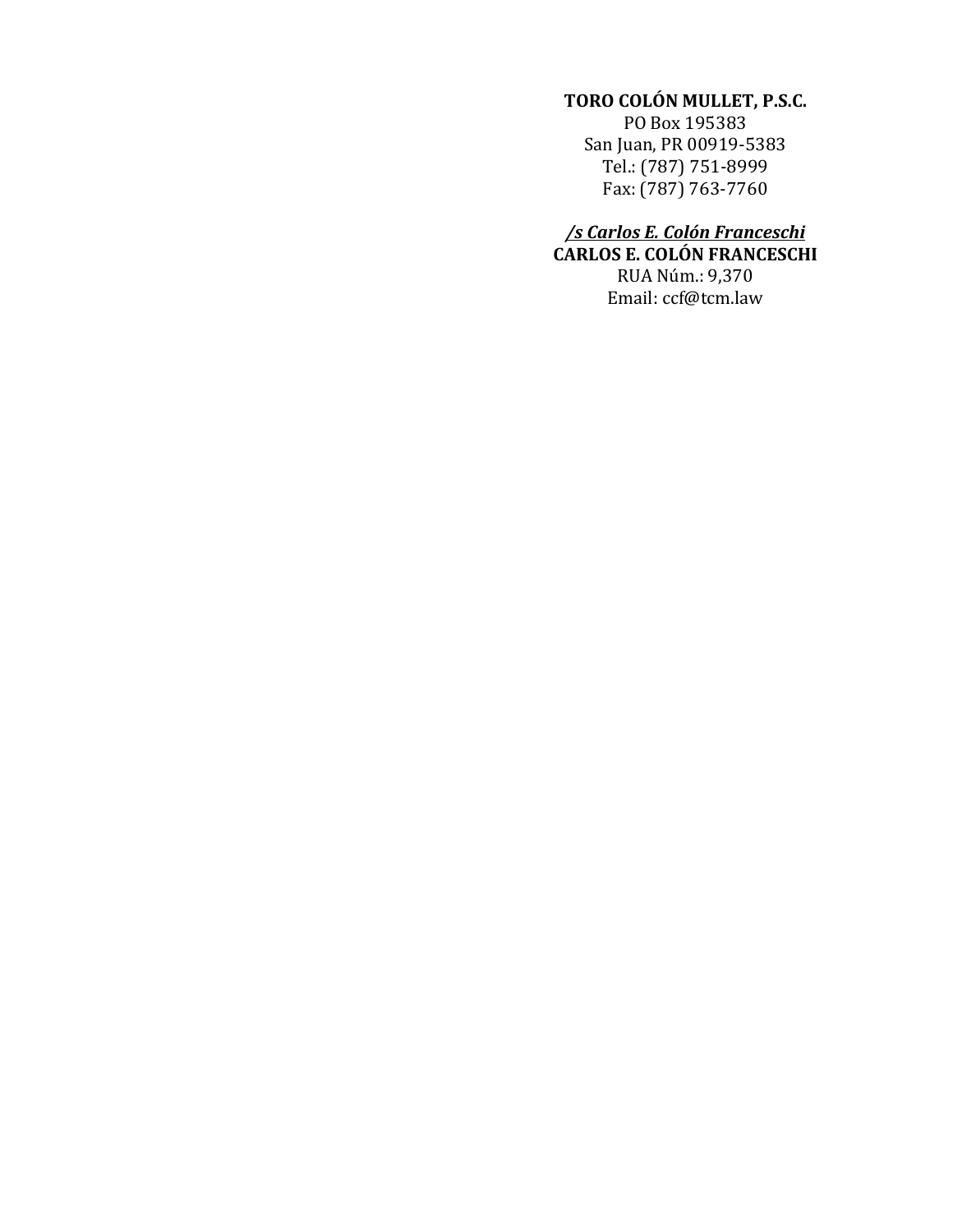**TORO COLÓN MULLET, P.S.C.**
PO Box 195383
San Juan, PR 00919-5383
Tel.: (787) 751-8999
Fax: (787) 763-7760

***/s Carlos E. Colón Franceschi***
**CARLOS E. COLÓN FRANCESCHI**
RUA Núm.: 9,370
Email: ccf@tcm.law